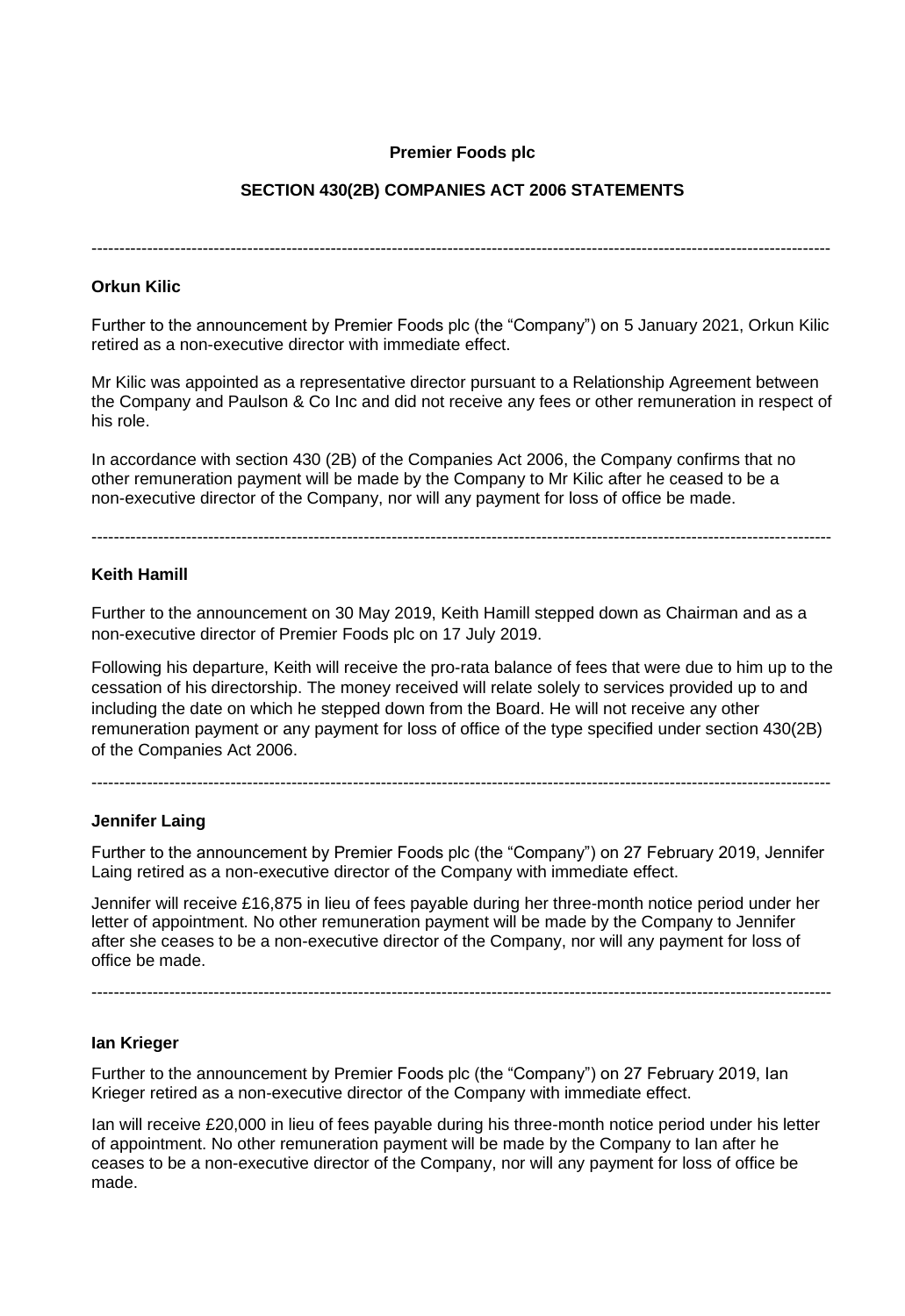**Premier Foods plc**

**SECTION 430(2B) COMPANIES ACT 2006 STATEMENTS**

---

**Orkun Kilic**

Further to the announcement by Premier Foods plc (the "Company") on 5 January 2021, Orkun Kilic retired as a non-executive director with immediate effect.

Mr Kilic was appointed as a representative director pursuant to a Relationship Agreement between the Company and Paulson & Co Inc and did not receive any fees or other remuneration in respect of his role.

In accordance with section 430 (2B) of the Companies Act 2006, the Company confirms that no other remuneration payment will be made by the Company to Mr Kilic after he ceased to be a non-executive director of the Company, nor will any payment for loss of office be made.

---

**Keith Hamill**

Further to the announcement on 30 May 2019, Keith Hamill stepped down as Chairman and as a non-executive director of Premier Foods plc on 17 July 2019.

Following his departure, Keith will receive the pro-rata balance of fees that were due to him up to the cessation of his directorship. The money received will relate solely to services provided up to and including the date on which he stepped down from the Board. He will not receive any other remuneration payment or any payment for loss of office of the type specified under section 430(2B) of the Companies Act 2006.

---

**Jennifer Laing**

Further to the announcement by Premier Foods plc (the "Company") on 27 February 2019, Jennifer Laing retired as a non-executive director of the Company with immediate effect.

Jennifer will receive £16,875 in lieu of fees payable during her three-month notice period under her letter of appointment. No other remuneration payment will be made by the Company to Jennifer after she ceases to be a non-executive director of the Company, nor will any payment for loss of office be made.

---

**Ian Krieger**

Further to the announcement by Premier Foods plc (the "Company") on 27 February 2019, Ian Krieger retired as a non-executive director of the Company with immediate effect.

Ian will receive £20,000 in lieu of fees payable during his three-month notice period under his letter of appointment. No other remuneration payment will be made by the Company to Ian after he ceases to be a non-executive director of the Company, nor will any payment for loss of office be made.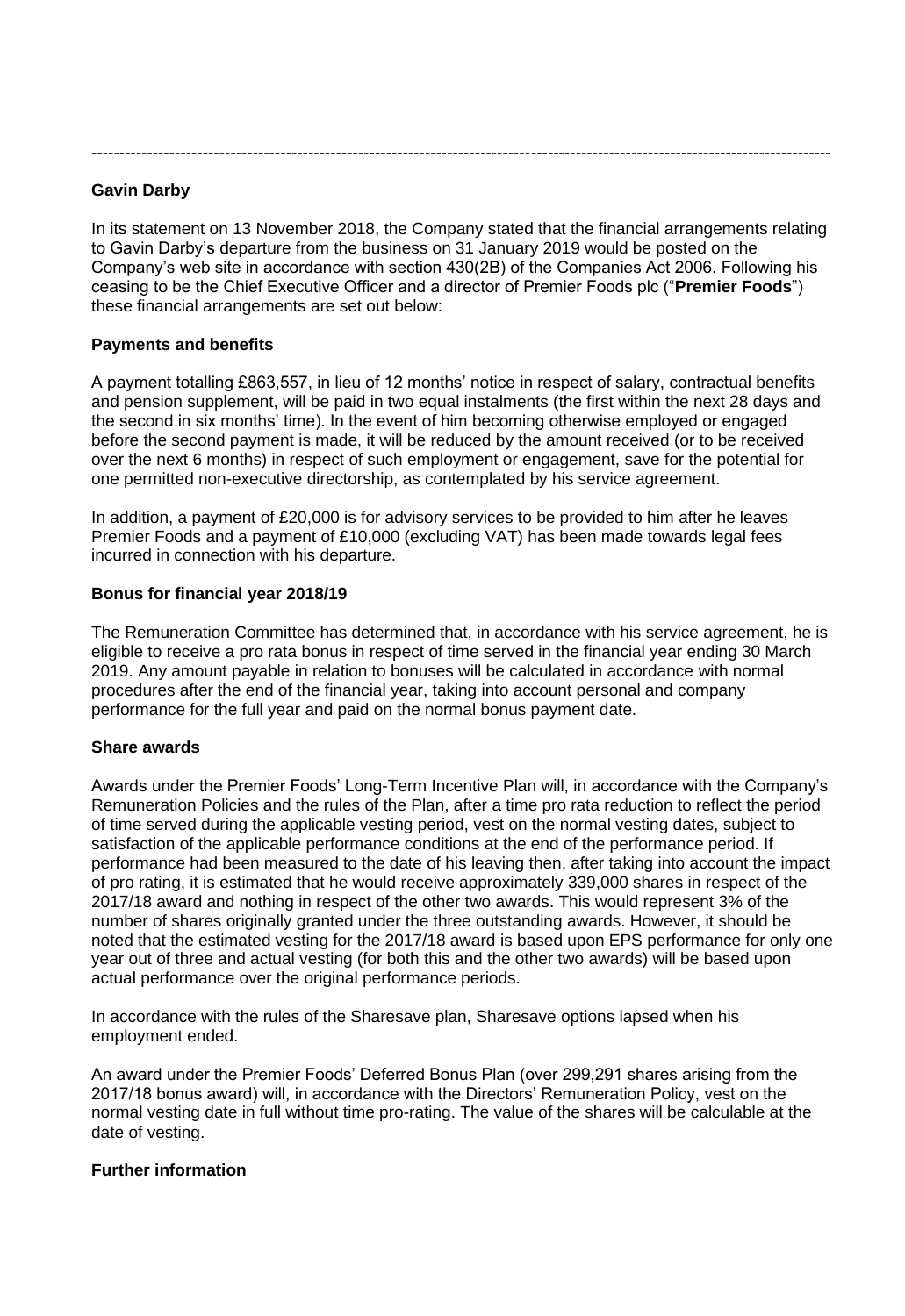---

**Gavin Darby**

In its statement on 13 November 2018, the Company stated that the financial arrangements relating to Gavin Darby's departure from the business on 31 January 2019 would be posted on the Company's web site in accordance with section 430(2B) of the Companies Act 2006. Following his ceasing to be the Chief Executive Officer and a director of Premier Foods plc ("**Premier Foods**") these financial arrangements are set out below:

**Payments and benefits**

A payment totalling £863,557, in lieu of 12 months' notice in respect of salary, contractual benefits and pension supplement, will be paid in two equal instalments (the first within the next 28 days and the second in six months' time). In the event of him becoming otherwise employed or engaged before the second payment is made, it will be reduced by the amount received (or to be received over the next 6 months) in respect of such employment or engagement, save for the potential for one permitted non-executive directorship, as contemplated by his service agreement.

In addition, a payment of £20,000 is for advisory services to be provided to him after he leaves Premier Foods and a payment of £10,000 (excluding VAT) has been made towards legal fees incurred in connection with his departure.

**Bonus for financial year 2018/19**

The Remuneration Committee has determined that, in accordance with his service agreement, he is eligible to receive a pro rata bonus in respect of time served in the financial year ending 30 March 2019. Any amount payable in relation to bonuses will be calculated in accordance with normal procedures after the end of the financial year, taking into account personal and company performance for the full year and paid on the normal bonus payment date.

**Share awards**

Awards under the Premier Foods' Long-Term Incentive Plan will, in accordance with the Company's Remuneration Policies and the rules of the Plan, after a time pro rata reduction to reflect the period of time served during the applicable vesting period, vest on the normal vesting dates, subject to satisfaction of the applicable performance conditions at the end of the performance period. If performance had been measured to the date of his leaving then, after taking into account the impact of pro rating, it is estimated that he would receive approximately 339,000 shares in respect of the 2017/18 award and nothing in respect of the other two awards. This would represent 3% of the number of shares originally granted under the three outstanding awards. However, it should be noted that the estimated vesting for the 2017/18 award is based upon EPS performance for only one year out of three and actual vesting (for both this and the other two awards) will be based upon actual performance over the original performance periods.

In accordance with the rules of the Sharesave plan, Sharesave options lapsed when his employment ended.

An award under the Premier Foods' Deferred Bonus Plan (over 299,291 shares arising from the 2017/18 bonus award) will, in accordance with the Directors' Remuneration Policy, vest on the normal vesting date in full without time pro-rating. The value of the shares will be calculable at the date of vesting.

**Further information**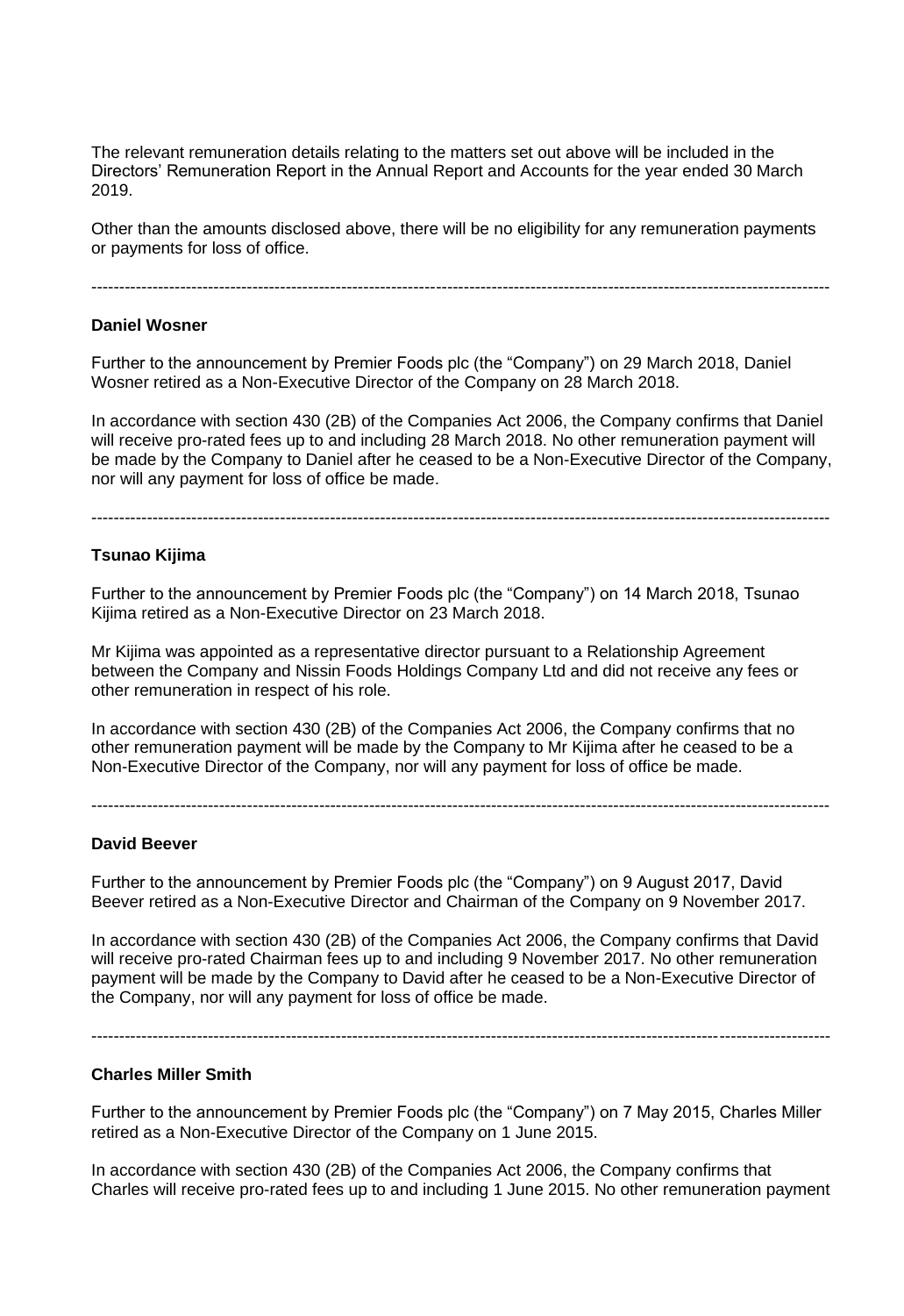The relevant remuneration details relating to the matters set out above will be included in the Directors' Remuneration Report in the Annual Report and Accounts for the year ended 30 March 2019.

Other than the amounts disclosed above, there will be no eligibility for any remuneration payments or payments for loss of office.

---

**Daniel Wosner**

Further to the announcement by Premier Foods plc (the "Company") on 29 March 2018, Daniel Wosner retired as a Non-Executive Director of the Company on 28 March 2018.

In accordance with section 430 (2B) of the Companies Act 2006, the Company confirms that Daniel will receive pro-rated fees up to and including 28 March 2018. No other remuneration payment will be made by the Company to Daniel after he ceased to be a Non-Executive Director of the Company, nor will any payment for loss of office be made.

---

**Tsunao Kijima**

Further to the announcement by Premier Foods plc (the "Company") on 14 March 2018, Tsunao Kijima retired as a Non-Executive Director on 23 March 2018.

Mr Kijima was appointed as a representative director pursuant to a Relationship Agreement between the Company and Nissin Foods Holdings Company Ltd and did not receive any fees or other remuneration in respect of his role.

In accordance with section 430 (2B) of the Companies Act 2006, the Company confirms that no other remuneration payment will be made by the Company to Mr Kijima after he ceased to be a Non-Executive Director of the Company, nor will any payment for loss of office be made.

---

**David Beever**

Further to the announcement by Premier Foods plc (the "Company") on 9 August 2017, David Beever retired as a Non-Executive Director and Chairman of the Company on 9 November 2017.

In accordance with section 430 (2B) of the Companies Act 2006, the Company confirms that David will receive pro-rated Chairman fees up to and including 9 November 2017. No other remuneration payment will be made by the Company to David after he ceased to be a Non-Executive Director of the Company, nor will any payment for loss of office be made.

---

**Charles Miller Smith**

Further to the announcement by Premier Foods plc (the "Company") on 7 May 2015, Charles Miller retired as a Non-Executive Director of the Company on 1 June 2015.

In accordance with section 430 (2B) of the Companies Act 2006, the Company confirms that Charles will receive pro-rated fees up to and including 1 June 2015. No other remuneration payment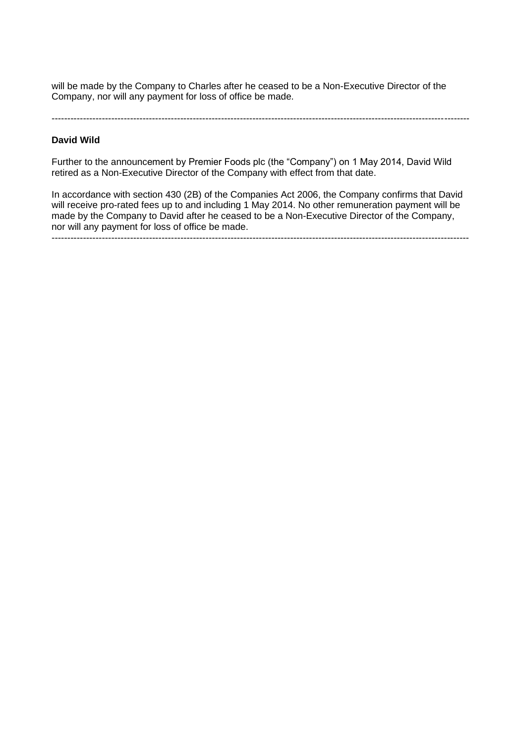will be made by the Company to Charles after he ceased to be a Non-Executive Director of the Company, nor will any payment for loss of office be made.

---

**David Wild**

Further to the announcement by Premier Foods plc (the "Company") on 1 May 2014, David Wild retired as a Non-Executive Director of the Company with effect from that date.

In accordance with section 430 (2B) of the Companies Act 2006, the Company confirms that David will receive pro-rated fees up to and including 1 May 2014. No other remuneration payment will be made by the Company to David after he ceased to be a Non-Executive Director of the Company, nor will any payment for loss of office be made.

---